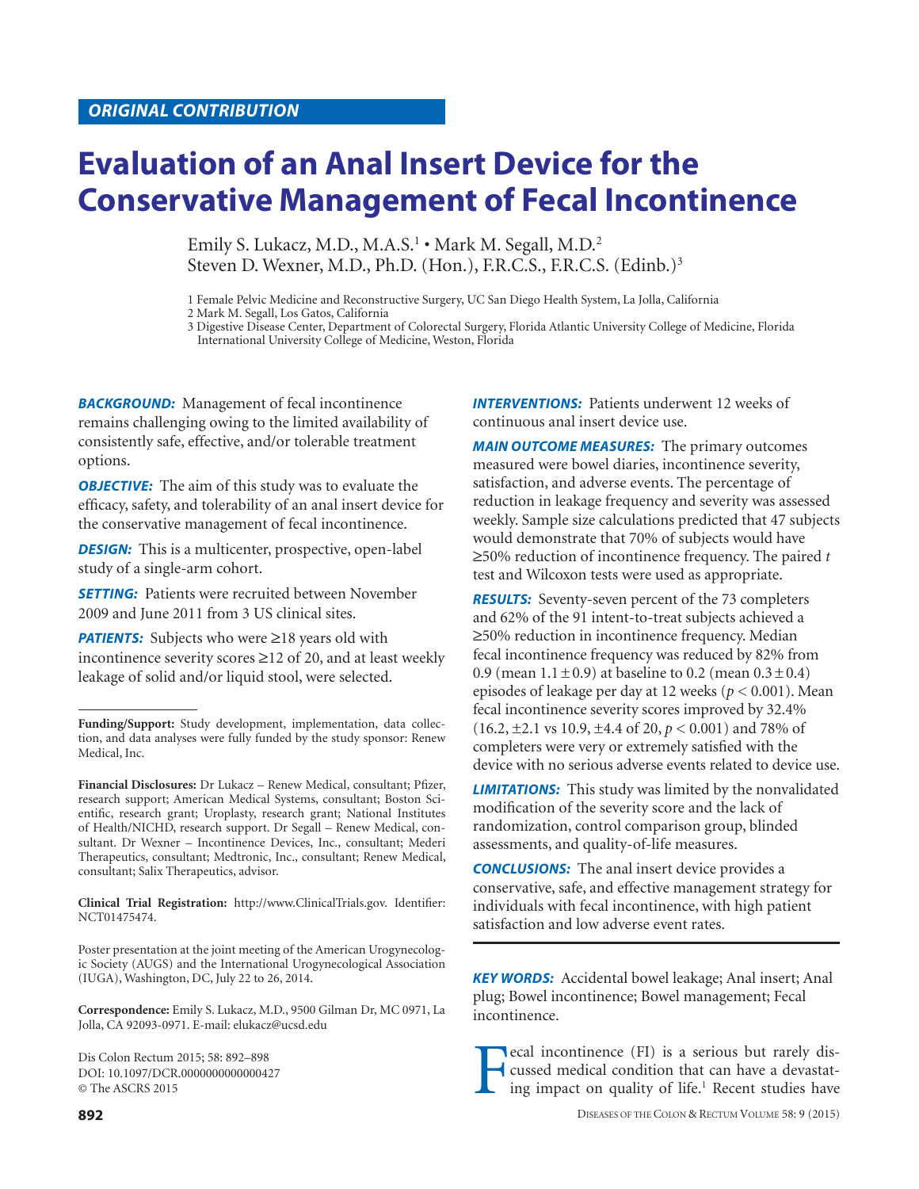**ORIGINAL CONTRIBUTION**

# Evaluation of an Anal Insert Device for the Conservative Management of Fecal Incontinence

Emily S. Lukacz, M.D., M.A.S.[1] • Mark M. Segall, M.D.[2]
Steven D. Wexner, M.D., Ph.D. (Hon.), F.R.C.S., F.R.C.S. (Edinb.)[3]

1 Female Pelvic Medicine and Reconstructive Surgery, UC San Diego Health System, La Jolla, California
2 Mark M. Segall, Los Gatos, California
3 Digestive Disease Center, Department of Colorectal Surgery, Florida Atlantic University College of Medicine, Florida International University College of Medicine, Weston, Florida

***BACKGROUND:*** Management of fecal incontinence remains challenging owing to the limited availability of consistently safe, effective, and/or tolerable treatment options.

***OBJECTIVE:*** The aim of this study was to evaluate the efficacy, safety, and tolerability of an anal insert device for the conservative management of fecal incontinence.

***DESIGN:*** This is a multicenter, prospective, open-label study of a single-arm cohort.

***SETTING:*** Patients were recruited between November 2009 and June 2011 from 3 US clinical sites.

***PATIENTS:*** Subjects who were ≥18 years old with incontinence severity scores ≥12 of 20, and at least weekly leakage of solid and/or liquid stool, were selected.

***INTERVENTIONS:*** Patients underwent 12 weeks of continuous anal insert device use.

***MAIN OUTCOME MEASURES:*** The primary outcomes measured were bowel diaries, incontinence severity, satisfaction, and adverse events. The percentage of reduction in leakage frequency and severity was assessed weekly. Sample size calculations predicted that 47 subjects would demonstrate that 70% of subjects would have ≥50% reduction of incontinence frequency. The paired *t* test and Wilcoxon tests were used as appropriate.

***RESULTS:*** Seventy-seven percent of the 73 completers and 62% of the 91 intent-to-treat subjects achieved a ≥50% reduction in incontinence frequency. Median fecal incontinence frequency was reduced by 82% from 0.9 (mean $1.1 \pm 0.9$) at baseline to 0.2 (mean $0.3 \pm 0.4$) episodes of leakage per day at 12 weeks ($p < 0.001$). Mean fecal incontinence severity scores improved by 32.4% (16.2, ±2.1 vs 10.9, ±4.4 of 20, $p < 0.001$) and 78% of completers were very or extremely satisfied with the device with no serious adverse events related to device use.

***LIMITATIONS:*** This study was limited by the nonvalidated modification of the severity score and the lack of randomization, control comparison group, blinded assessments, and quality-of-life measures.

***CONCLUSIONS:*** The anal insert device provides a conservative, safe, and effective management strategy for individuals with fecal incontinence, with high patient satisfaction and low adverse event rates.

***KEY WORDS:*** Accidental bowel leakage; Anal insert; Anal plug; Bowel incontinence; Bowel management; Fecal incontinence.

**Funding/Support:** Study development, implementation, data collection, and data analyses were fully funded by the study sponsor: Renew Medical, Inc.

**Financial Disclosures:** Dr Lukacz – Renew Medical, consultant; Pfizer, research support; American Medical Systems, consultant; Boston Scientific, research grant; Uroplasty, research grant; National Institutes of Health/NICHD, research support. Dr Segall – Renew Medical, consultant. Dr Wexner – Incontinence Devices, Inc., consultant; Mederi Therapeutics, consultant; Medtronic, Inc., consultant; Renew Medical, consultant; Salix Therapeutics, advisor.

**Clinical Trial Registration:** http://www.ClinicalTrials.gov. Identifier: NCT01475474.

Poster presentation at the joint meeting of the American Urogynecologic Society (AUGS) and the International Urogynecological Association (IUGA), Washington, DC, July 22 to 26, 2014.

**Correspondence:** Emily S. Lukacz, M.D., 9500 Gilman Dr, MC 0971, La Jolla, CA 92093-0971. E-mail: elukacz@ucsd.edu

Dis Colon Rectum 2015; 58: 892–898
DOI: 10.1097/DCR.0000000000000427
© The ASCRS 2015

Fecal incontinence (FI) is a serious but rarely discussed medical condition that can have a devastating impact on quality of life.[1] Recent studies have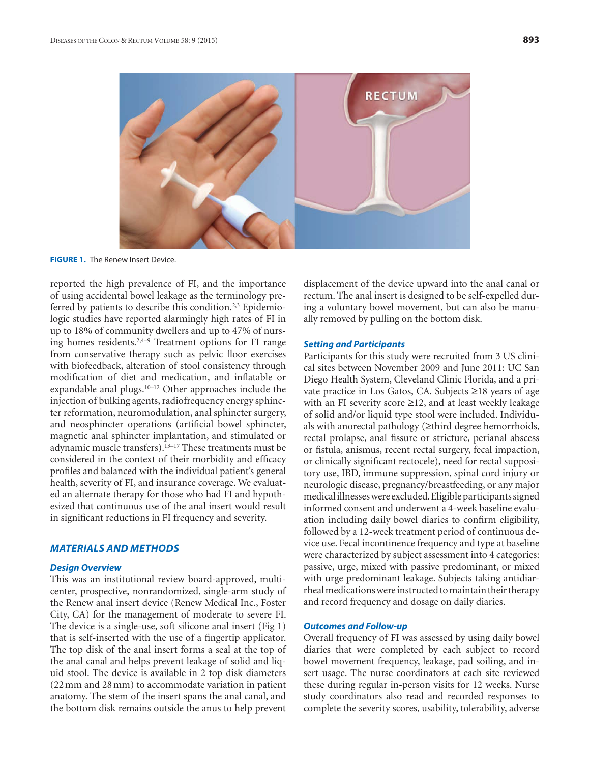FIGURE 1. The Renew Insert Device.

reported the high prevalence of FI, and the importance of using accidental bowel leakage as the terminology preferred by patients to describe this condition.[2,3] Epidemiologic studies have reported alarmingly high rates of FI in up to 18% of community dwellers and up to 47% of nursing homes residents.[2,4–9] Treatment options for FI range from conservative therapy such as pelvic floor exercises with biofeedback, alteration of stool consistency through modification of diet and medication, and inflatable or expandable anal plugs.[10–12] Other approaches include the injection of bulking agents, radiofrequency energy sphincter reformation, neuromodulation, anal sphincter surgery, and neosphincter operations (artificial bowel sphincter, magnetic anal sphincter implantation, and stimulated or adynamic muscle transfers).[13–17] These treatments must be considered in the context of their morbidity and efficacy profiles and balanced with the individual patient's general health, severity of FI, and insurance coverage. We evaluated an alternate therapy for those who had FI and hypothesized that continuous use of the anal insert would result in significant reductions in FI frequency and severity.

## MATERIALS AND METHODS

### Design Overview

This was an institutional review board-approved, multicenter, prospective, nonrandomized, single-arm study of the Renew anal insert device (Renew Medical Inc., Foster City, CA) for the management of moderate to severe FI. The device is a single-use, soft silicone anal insert (Fig 1) that is self-inserted with the use of a fingertip applicator. The top disk of the anal insert forms a seal at the top of the anal canal and helps prevent leakage of solid and liquid stool. The device is available in 2 top disk diameters (22 mm and 28 mm) to accommodate variation in patient anatomy. The stem of the insert spans the anal canal, and the bottom disk remains outside the anus to help prevent displacement of the device upward into the anal canal or rectum. The anal insert is designed to be self-expelled during a voluntary bowel movement, but can also be manually removed by pulling on the bottom disk.

### Setting and Participants

Participants for this study were recruited from 3 US clinical sites between November 2009 and June 2011: UC San Diego Health System, Cleveland Clinic Florida, and a private practice in Los Gatos, CA. Subjects ≥18 years of age with an FI severity score ≥12, and at least weekly leakage of solid and/or liquid type stool were included. Individuals with anorectal pathology (≥third degree hemorrhoids, rectal prolapse, anal fissure or stricture, perianal abscess or fistula, anismus, recent rectal surgery, fecal impaction, or clinically significant rectocele), need for rectal suppository use, IBD, immune suppression, spinal cord injury or neurologic disease, pregnancy/breastfeeding, or any major medical illnesses were excluded. Eligible participants signed informed consent and underwent a 4-week baseline evaluation including daily bowel diaries to confirm eligibility, followed by a 12-week treatment period of continuous device use. Fecal incontinence frequency and type at baseline were characterized by subject assessment into 4 categories: passive, urge, mixed with passive predominant, or mixed with urge predominant leakage. Subjects taking antidiarrheal medications were instructed to maintain their therapy and record frequency and dosage on daily diaries.

### Outcomes and Follow-up

Overall frequency of FI was assessed by using daily bowel diaries that were completed by each subject to record bowel movement frequency, leakage, pad soiling, and insert usage. The nurse coordinators at each site reviewed these during regular in-person visits for 12 weeks. Nurse study coordinators also read and recorded responses to complete the severity scores, usability, tolerability, adverse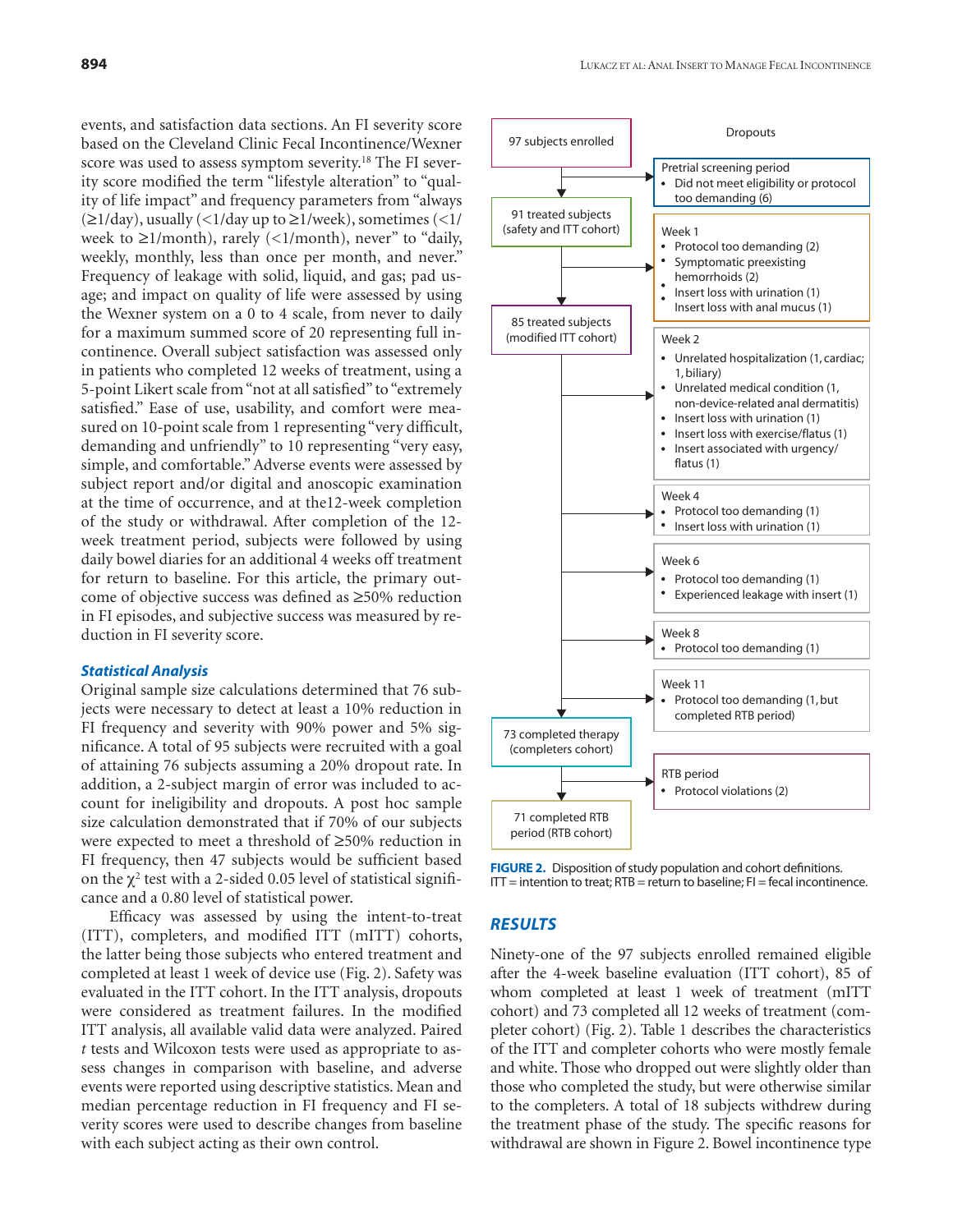events, and satisfaction data sections. An FI severity score based on the Cleveland Clinic Fecal Incontinence/Wexner score was used to assess symptom severity.[18] The FI severity score modified the term "lifestyle alteration" to "quality of life impact" and frequency parameters from "always (≥1/day), usually (<1/day up to ≥1/week), sometimes (<1/week to ≥1/month), rarely (<1/month), never" to "daily, weekly, monthly, less than once per month, and never." Frequency of leakage with solid, liquid, and gas; pad usage; and impact on quality of life were assessed by using the Wexner system on a 0 to 4 scale, from never to daily for a maximum summed score of 20 representing full incontinence. Overall subject satisfaction was assessed only in patients who completed 12 weeks of treatment, using a 5-point Likert scale from "not at all satisfied" to "extremely satisfied." Ease of use, usability, and comfort were measured on 10-point scale from 1 representing "very difficult, demanding and unfriendly" to 10 representing "very easy, simple, and comfortable." Adverse events were assessed by subject report and/or digital and anoscopic examination at the time of occurrence, and at the12-week completion of the study or withdrawal. After completion of the 12-week treatment period, subjects were followed by using daily bowel diaries for an additional 4 weeks off treatment for return to baseline. For this article, the primary outcome of objective success was defined as ≥50% reduction in FI episodes, and subjective success was measured by reduction in FI severity score.

### Statistical Analysis

Original sample size calculations determined that 76 subjects were necessary to detect at least a 10% reduction in FI frequency and severity with 90% power and 5% significance. A total of 95 subjects were recruited with a goal of attaining 76 subjects assuming a 20% dropout rate. In addition, a 2-subject margin of error was included to account for ineligibility and dropouts. A post hoc sample size calculation demonstrated that if 70% of our subjects were expected to meet a threshold of ≥50% reduction in FI frequency, then 47 subjects would be sufficient based on the $\chi^2$ test with a 2-sided 0.05 level of statistical significance and a 0.80 level of statistical power.

Efficacy was assessed by using the intent-to-treat (ITT), completers, and modified ITT (mITT) cohorts, the latter being those subjects who entered treatment and completed at least 1 week of device use (Fig. 2). Safety was evaluated in the ITT cohort. In the ITT analysis, dropouts were considered as treatment failures. In the modified ITT analysis, all available valid data were analyzed. Paired *t* tests and Wilcoxon tests were used as appropriate to assess changes in comparison with baseline, and adverse events were reported using descriptive statistics. Mean and median percentage reduction in FI frequency and FI severity scores were used to describe changes from baseline with each subject acting as their own control.

97 subjects enrolled

Dropouts

Pretrial screening period
- Did not meet eligibility or protocol too demanding (6)

91 treated subjects (safety and ITT cohort)

Week 1
- Protocol too demanding (2)
- Symptomatic preexisting hemorrhoids (2)
- Insert loss with urination (1)
- Insert loss with anal mucus (1)

85 treated subjects (modified ITT cohort)

Week 2
- Unrelated hospitalization (1, cardiac; 1, biliary)
- Unrelated medical condition (1, non-device-related anal dermatitis)
- Insert loss with urination (1)
- Insert loss with exercise/flatus (1)
- Insert associated with urgency/flatus (1)

Week 4
- Protocol too demanding (1)
- Insert loss with urination (1)

Week 6
- Protocol too demanding (1)
- Experienced leakage with insert (1)

Week 8
- Protocol too demanding (1)

Week 11
- Protocol too demanding (1, but completed RTB period)

73 completed therapy (completers cohort)

RTB period
- Protocol violations (2)

71 completed RTB period (RTB cohort)

**FIGURE 2.** Disposition of study population and cohort definitions. ITT = intention to treat; RTB = return to baseline; FI = fecal incontinence.

## RESULTS

Ninety-one of the 97 subjects enrolled remained eligible after the 4-week baseline evaluation (ITT cohort), 85 of whom completed at least 1 week of treatment (mITT cohort) and 73 completed all 12 weeks of treatment (completer cohort) (Fig. 2). Table 1 describes the characteristics of the ITT and completer cohorts who were mostly female and white. Those who dropped out were slightly older than those who completed the study, but were otherwise similar to the completers. A total of 18 subjects withdrew during the treatment phase of the study. The specific reasons for withdrawal are shown in Figure 2. Bowel incontinence type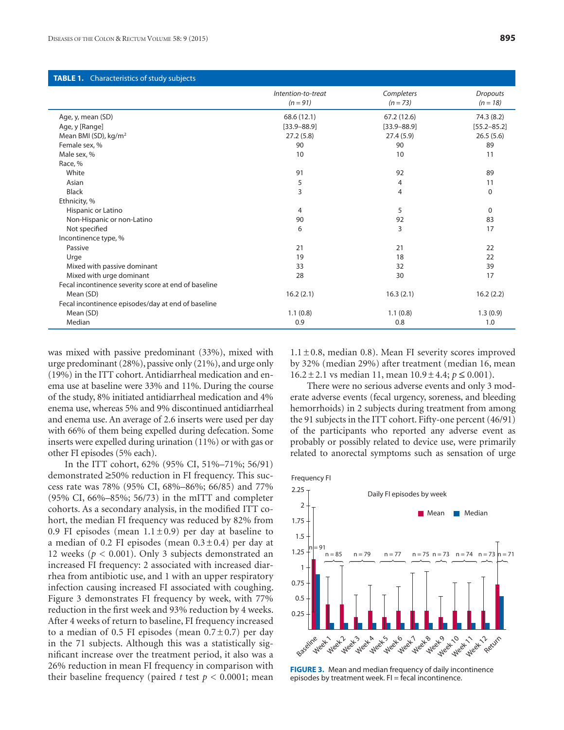**TABLE 1.** Characteristics of study subjects

| | Intention-to-treat (n = 91) | Completers (n = 73) | Dropouts (n = 18) |
|---|---|---|---|
| Age, y, mean (SD) | 68.6 (12.1) | 67.2 (12.6) | 74.3 (8.2) |
| Age, y [Range] | [33.9–88.9] | [33.9–88.9] | [55.2–85.2] |
| Mean BMI (SD), kg/m$^2$ | 27.2 (5.8) | 27.4 (5.9) | 26.5 (5.6) |
| Female sex, % | 90 | 90 | 89 |
| Male sex, % | 10 | 10 | 11 |
| Race, % | | | |
| White | 91 | 92 | 89 |
| Asian | 5 | 4 | 11 |
| Black | 3 | 4 | 0 |
| Ethnicity, % | | | |
| Hispanic or Latino | 4 | 5 | 0 |
| Non-Hispanic or non-Latino | 90 | 92 | 83 |
| Not specified | 6 | 3 | 17 |
| Incontinence type, % | | | |
| Passive | 21 | 21 | 22 |
| Urge | 19 | 18 | 22 |
| Mixed with passive dominant | 33 | 32 | 39 |
| Mixed with urge dominant | 28 | 30 | 17 |
| Fecal incontinence severity score at end of baseline | | | |
| Mean (SD) | 16.2 (2.1) | 16.3 (2.1) | 16.2 (2.2) |
| Fecal incontinence episodes/day at end of baseline | | | |
| Mean (SD) | 1.1 (0.8) | 1.1 (0.8) | 1.3 (0.9) |
| Median | 0.9 | 0.8 | 1.0 |

was mixed with passive predominant (33%), mixed with urge predominant (28%), passive only (21%), and urge only (19%) in the ITT cohort. Antidiarrheal medication and enema use at baseline were 33% and 11%. During the course of the study, 8% initiated antidiarrheal medication and 4% enema use, whereas 5% and 9% discontinued antidiarrheal and enema use. An average of 2.6 inserts were used per day with 66% of them being expelled during defecation. Some inserts were expelled during urination (11%) or with gas or other FI episodes (5% each).

In the ITT cohort, 62% (95% CI, 51%–71%; 56/91) demonstrated ≥50% reduction in FI frequency. This success rate was 78% (95% CI, 68%–86%; 66/85) and 77% (95% CI, 66%–85%; 56/73) in the mITT and completer cohorts. As a secondary analysis, in the modified ITT cohort, the median FI frequency was reduced by 82% from 0.9 FI episodes (mean $1.1 \pm 0.9$) per day at baseline to a median of 0.2 FI episodes (mean $0.3 \pm 0.4$) per day at 12 weeks ($p < 0.001$). Only 3 subjects demonstrated an increased FI frequency: 2 associated with increased diarrhea from antibiotic use, and 1 with an upper respiratory infection causing increased FI associated with coughing. Figure 3 demonstrates FI frequency by week, with 77% reduction in the first week and 93% reduction by 4 weeks. After 4 weeks of return to baseline, FI frequency increased to a median of 0.5 FI episodes (mean $0.7 \pm 0.7$) per day in the 71 subjects. Although this was a statistically significant increase over the treatment period, it also was a 26% reduction in mean FI frequency in comparison with their baseline frequency (paired *t* test $p < 0.0001$; mean $1.1 \pm 0.8$, median 0.8). Mean FI severity scores improved by 32% (median 29%) after treatment (median 16, mean $16.2 \pm 2.1$ vs median 11, mean $10.9 \pm 4.4$; $p \leq 0.001$).

There were no serious adverse events and only 3 moderate adverse events (fecal urgency, soreness, and bleeding hemorrhoids) in 2 subjects during treatment from among the 91 subjects in the ITT cohort. Fifty-one percent (46/91) of the participants who reported any adverse event as probably or possibly related to device use, were primarily related to anorectal symptoms such as sensation of urge

**FIGURE 3.** Mean and median frequency of daily incontinence episodes by treatment week. FI = fecal incontinence.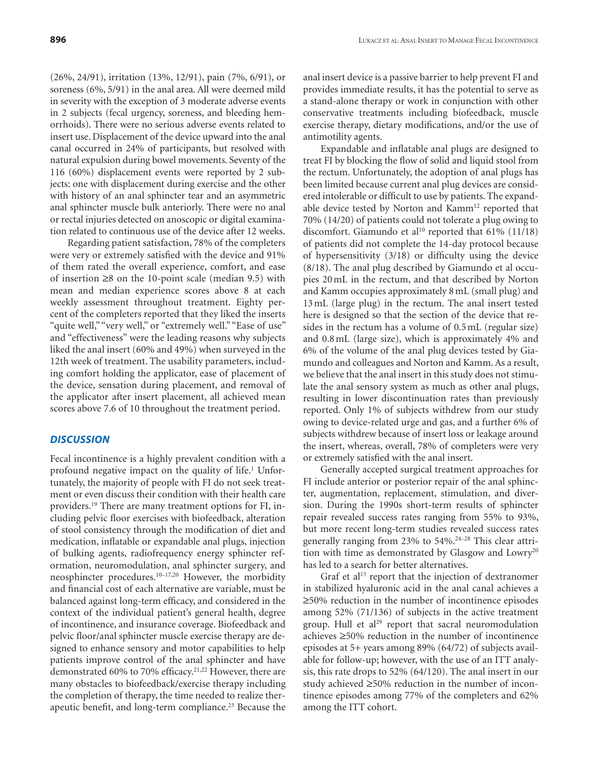(26%, 24/91), irritation (13%, 12/91), pain (7%, 6/91), or soreness (6%, 5/91) in the anal area. All were deemed mild in severity with the exception of 3 moderate adverse events in 2 subjects (fecal urgency, soreness, and bleeding hemorrhoids). There were no serious adverse events related to insert use. Displacement of the device upward into the anal canal occurred in 24% of participants, but resolved with natural expulsion during bowel movements. Seventy of the 116 (60%) displacement events were reported by 2 subjects: one with displacement during exercise and the other with history of an anal sphincter tear and an asymmetric anal sphincter muscle bulk anteriorly. There were no anal or rectal injuries detected on anoscopic or digital examination related to continuous use of the device after 12 weeks.

Regarding patient satisfaction, 78% of the completers were very or extremely satisfied with the device and 91% of them rated the overall experience, comfort, and ease of insertion ≥8 on the 10-point scale (median 9.5) with mean and median experience scores above 8 at each weekly assessment throughout treatment. Eighty percent of the completers reported that they liked the inserts "quite well," "very well," or "extremely well." "Ease of use" and "effectiveness" were the leading reasons why subjects liked the anal insert (60% and 49%) when surveyed in the 12th week of treatment. The usability parameters, including comfort holding the applicator, ease of placement of the device, sensation during placement, and removal of the applicator after insert placement, all achieved mean scores above 7.6 of 10 throughout the treatment period.

## DISCUSSION

Fecal incontinence is a highly prevalent condition with a profound negative impact on the quality of life.[1] Unfortunately, the majority of people with FI do not seek treatment or even discuss their condition with their health care providers.[19] There are many treatment options for FI, including pelvic floor exercises with biofeedback, alteration of stool consistency through the modification of diet and medication, inflatable or expandable anal plugs, injection of bulking agents, radiofrequency energy sphincter reformation, neuromodulation, anal sphincter surgery, and neosphincter procedures.[10–17,20] However, the morbidity and financial cost of each alternative are variable, must be balanced against long-term efficacy, and considered in the context of the individual patient's general health, degree of incontinence, and insurance coverage. Biofeedback and pelvic floor/anal sphincter muscle exercise therapy are designed to enhance sensory and motor capabilities to help patients improve control of the anal sphincter and have demonstrated 60% to 70% efficacy.[21,22] However, there are many obstacles to biofeedback/exercise therapy including the completion of therapy, the time needed to realize therapeutic benefit, and long-term compliance.[23] Because the anal insert device is a passive barrier to help prevent FI and provides immediate results, it has the potential to serve as a stand-alone therapy or work in conjunction with other conservative treatments including biofeedback, muscle exercise therapy, dietary modifications, and/or the use of antimotility agents.

Expandable and inflatable anal plugs are designed to treat FI by blocking the flow of solid and liquid stool from the rectum. Unfortunately, the adoption of anal plugs has been limited because current anal plug devices are considered intolerable or difficult to use by patients. The expandable device tested by Norton and Kamm[12] reported that 70% (14/20) of patients could not tolerate a plug owing to discomfort. Giamundo et al[10] reported that 61% (11/18) of patients did not complete the 14-day protocol because of hypersensitivity (3/18) or difficulty using the device (8/18). The anal plug described by Giamundo et al occupies 20 mL in the rectum, and that described by Norton and Kamm occupies approximately 8 mL (small plug) and 13 mL (large plug) in the rectum. The anal insert tested here is designed so that the section of the device that resides in the rectum has a volume of 0.5 mL (regular size) and 0.8 mL (large size), which is approximately 4% and 6% of the volume of the anal plug devices tested by Giamundo and colleagues and Norton and Kamm. As a result, we believe that the anal insert in this study does not stimulate the anal sensory system as much as other anal plugs, resulting in lower discontinuation rates than previously reported. Only 1% of subjects withdrew from our study owing to device-related urge and gas, and a further 6% of subjects withdrew because of insert loss or leakage around the insert, whereas, overall, 78% of completers were very or extremely satisfied with the anal insert.

Generally accepted surgical treatment approaches for FI include anterior or posterior repair of the anal sphincter, augmentation, replacement, stimulation, and diversion. During the 1990s short-term results of sphincter repair revealed success rates ranging from 55% to 93%, but more recent long-term studies revealed success rates generally ranging from 23% to 54%.[24–28] This clear attrition with time as demonstrated by Glasgow and Lowry[20] has led to a search for better alternatives.

Graf et al[13] report that the injection of dextranomer in stabilized hyaluronic acid in the anal canal achieves a ≥50% reduction in the number of incontinence episodes among 52% (71/136) of subjects in the active treatment group. Hull et al[29] report that sacral neuromodulation achieves ≥50% reduction in the number of incontinence episodes at 5+ years among 89% (64/72) of subjects available for follow-up; however, with the use of an ITT analysis, this rate drops to 52% (64/120). The anal insert in our study achieved ≥50% reduction in the number of incontinence episodes among 77% of the completers and 62% among the ITT cohort.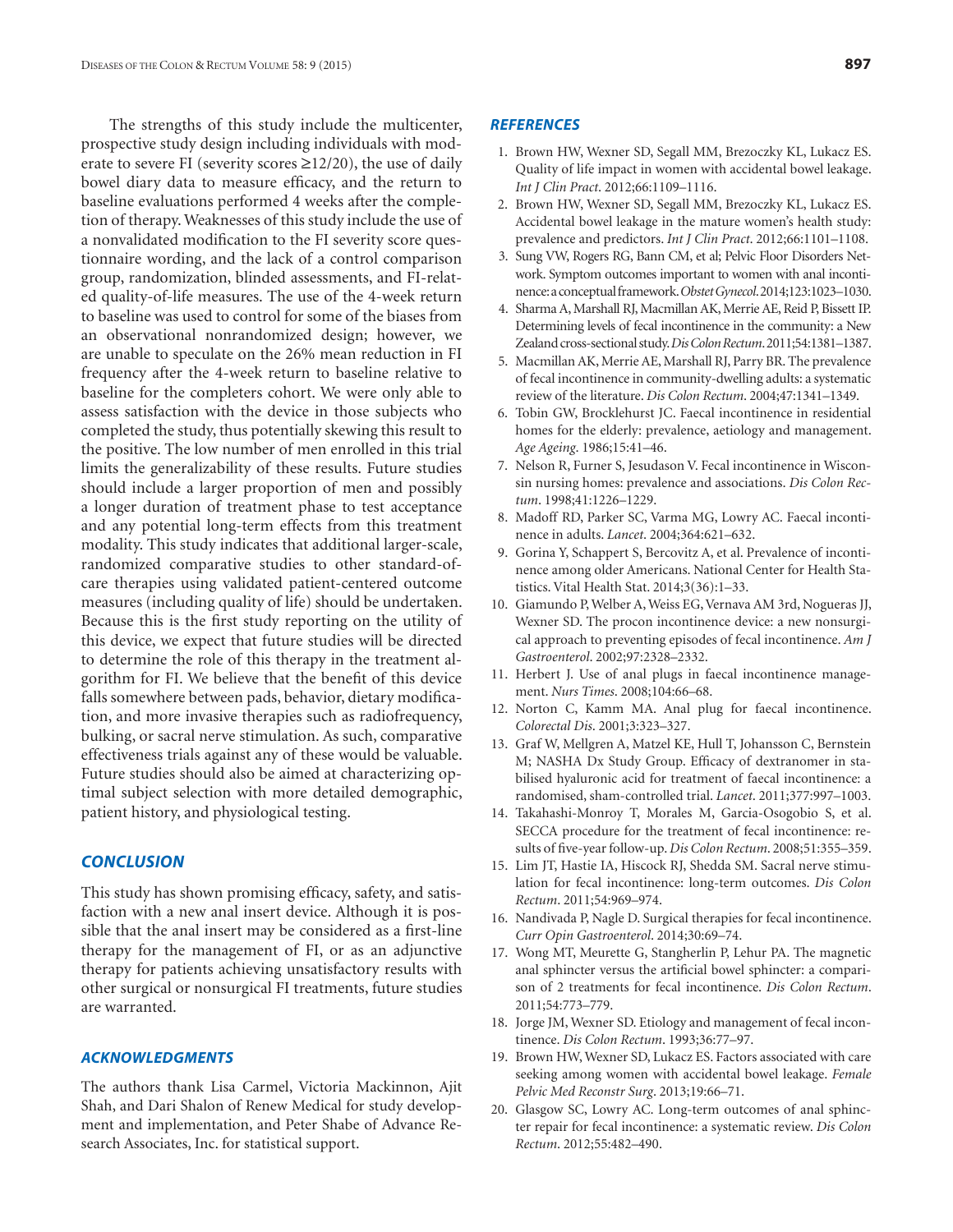The strengths of this study include the multicenter, prospective study design including individuals with moderate to severe FI (severity scores ≥12/20), the use of daily bowel diary data to measure efficacy, and the return to baseline evaluations performed 4 weeks after the completion of therapy. Weaknesses of this study include the use of a nonvalidated modification to the FI severity score questionnaire wording, and the lack of a control comparison group, randomization, blinded assessments, and FI-related quality-of-life measures. The use of the 4-week return to baseline was used to control for some of the biases from an observational nonrandomized design; however, we are unable to speculate on the 26% mean reduction in FI frequency after the 4-week return to baseline relative to baseline for the completers cohort. We were only able to assess satisfaction with the device in those subjects who completed the study, thus potentially skewing this result to the positive. The low number of men enrolled in this trial limits the generalizability of these results. Future studies should include a larger proportion of men and possibly a longer duration of treatment phase to test acceptance and any potential long-term effects from this treatment modality. This study indicates that additional larger-scale, randomized comparative studies to other standard-of-care therapies using validated patient-centered outcome measures (including quality of life) should be undertaken. Because this is the first study reporting on the utility of this device, we expect that future studies will be directed to determine the role of this therapy in the treatment algorithm for FI. We believe that the benefit of this device falls somewhere between pads, behavior, dietary modification, and more invasive therapies such as radiofrequency, bulking, or sacral nerve stimulation. As such, comparative effectiveness trials against any of these would be valuable. Future studies should also be aimed at characterizing optimal subject selection with more detailed demographic, patient history, and physiological testing.

## CONCLUSION

This study has shown promising efficacy, safety, and satisfaction with a new anal insert device. Although it is possible that the anal insert may be considered as a first-line therapy for the management of FI, or as an adjunctive therapy for patients achieving unsatisfactory results with other surgical or nonsurgical FI treatments, future studies are warranted.

## ACKNOWLEDGMENTS

The authors thank Lisa Carmel, Victoria Mackinnon, Ajit Shah, and Dari Shalon of Renew Medical for study development and implementation, and Peter Shabe of Advance Research Associates, Inc. for statistical support.

## REFERENCES

1. Brown HW, Wexner SD, Segall MM, Brezoczky KL, Lukacz ES. Quality of life impact in women with accidental bowel leakage. *Int J Clin Pract*. 2012;66:1109–1116.
2. Brown HW, Wexner SD, Segall MM, Brezoczky KL, Lukacz ES. Accidental bowel leakage in the mature women's health study: prevalence and predictors. *Int J Clin Pract*. 2012;66:1101–1108.
3. Sung VW, Rogers RG, Bann CM, et al; Pelvic Floor Disorders Network. Symptom outcomes important to women with anal incontinence: a conceptual framework. *Obstet Gynecol*. 2014;123:1023–1030.
4. Sharma A, Marshall RJ, Macmillan AK, Merrie AE, Reid P, Bissett IP. Determining levels of fecal incontinence in the community: a New Zealand cross-sectional study. *Dis Colon Rectum*. 2011;54:1381–1387.
5. Macmillan AK, Merrie AE, Marshall RJ, Parry BR. The prevalence of fecal incontinence in community-dwelling adults: a systematic review of the literature. *Dis Colon Rectum*. 2004;47:1341–1349.
6. Tobin GW, Brocklehurst JC. Faecal incontinence in residential homes for the elderly: prevalence, aetiology and management. *Age Ageing*. 1986;15:41–46.
7. Nelson R, Furner S, Jesudason V. Fecal incontinence in Wisconsin nursing homes: prevalence and associations. *Dis Colon Rectum*. 1998;41:1226–1229.
8. Madoff RD, Parker SC, Varma MG, Lowry AC. Faecal incontinence in adults. *Lancet*. 2004;364:621–632.
9. Gorina Y, Schappert S, Bercovitz A, et al. Prevalence of incontinence among older Americans. National Center for Health Statistics. Vital Health Stat. 2014;3(36):1–33.
10. Giamundo P, Welber A, Weiss EG, Vernava AM 3rd, Nogueras JJ, Wexner SD. The procon incontinence device: a new nonsurgical approach to preventing episodes of fecal incontinence. *Am J Gastroenterol*. 2002;97:2328–2332.
11. Herbert J. Use of anal plugs in faecal incontinence management. *Nurs Times*. 2008;104:66–68.
12. Norton C, Kamm MA. Anal plug for faecal incontinence. *Colorectal Dis*. 2001;3:323–327.
13. Graf W, Mellgren A, Matzel KE, Hull T, Johansson C, Bernstein M; NASHA Dx Study Group. Efficacy of dextranomer in stabilised hyaluronic acid for treatment of faecal incontinence: a randomised, sham-controlled trial. *Lancet*. 2011;377:997–1003.
14. Takahashi-Monroy T, Morales M, Garcia-Osogobio S, et al. SECCA procedure for the treatment of fecal incontinence: results of five-year follow-up. *Dis Colon Rectum*. 2008;51:355–359.
15. Lim JT, Hastie IA, Hiscock RJ, Shedda SM. Sacral nerve stimulation for fecal incontinence: long-term outcomes. *Dis Colon Rectum*. 2011;54:969–974.
16. Nandivada P, Nagle D. Surgical therapies for fecal incontinence. *Curr Opin Gastroenterol*. 2014;30:69–74.
17. Wong MT, Meurette G, Stangherlin P, Lehur PA. The magnetic anal sphincter versus the artificial bowel sphincter: a comparison of 2 treatments for fecal incontinence. *Dis Colon Rectum*. 2011;54:773–779.
18. Jorge JM, Wexner SD. Etiology and management of fecal incontinence. *Dis Colon Rectum*. 1993;36:77–97.
19. Brown HW, Wexner SD, Lukacz ES. Factors associated with care seeking among women with accidental bowel leakage. *Female Pelvic Med Reconstr Surg*. 2013;19:66–71.
20. Glasgow SC, Lowry AC. Long-term outcomes of anal sphincter repair for fecal incontinence: a systematic review. *Dis Colon Rectum*. 2012;55:482–490.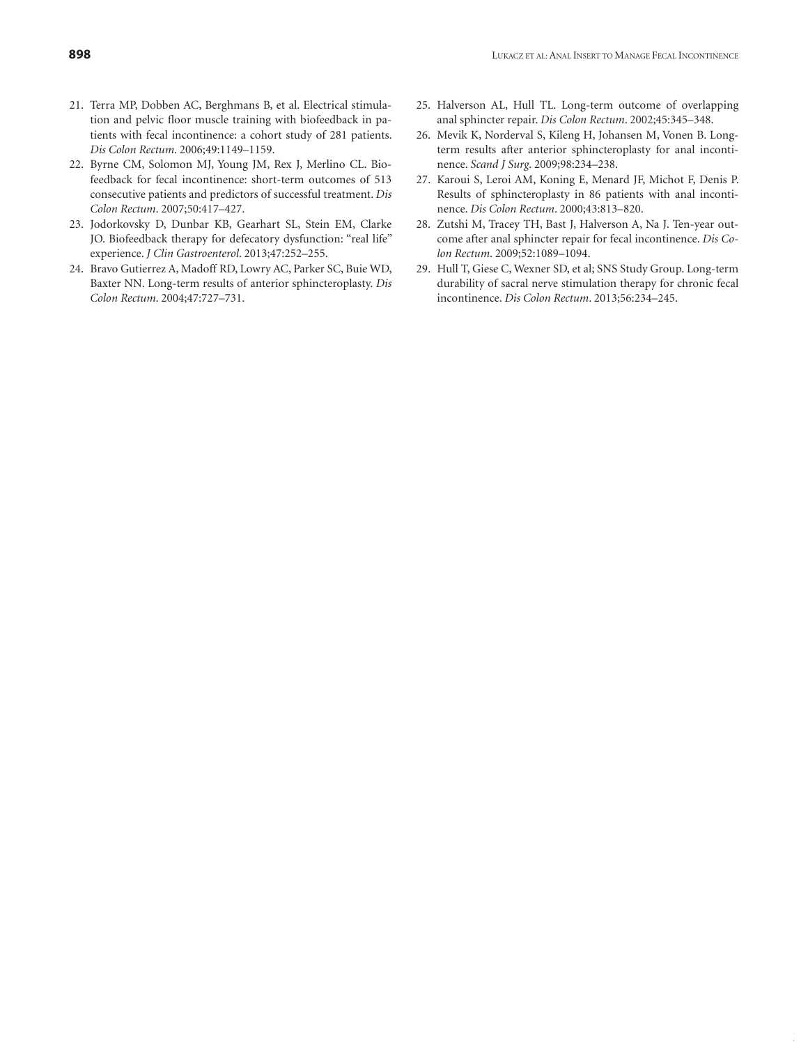21. Terra MP, Dobben AC, Berghmans B, et al. Electrical stimulation and pelvic floor muscle training with biofeedback in patients with fecal incontinence: a cohort study of 281 patients. *Dis Colon Rectum*. 2006;49:1149–1159.
22. Byrne CM, Solomon MJ, Young JM, Rex J, Merlino CL. Biofeedback for fecal incontinence: short-term outcomes of 513 consecutive patients and predictors of successful treatment. *Dis Colon Rectum*. 2007;50:417–427.
23. Jodorkovsky D, Dunbar KB, Gearhart SL, Stein EM, Clarke JO. Biofeedback therapy for defecatory dysfunction: "real life" experience. *J Clin Gastroenterol*. 2013;47:252–255.
24. Bravo Gutierrez A, Madoff RD, Lowry AC, Parker SC, Buie WD, Baxter NN. Long-term results of anterior sphincteroplasty. *Dis Colon Rectum*. 2004;47:727–731.
25. Halverson AL, Hull TL. Long-term outcome of overlapping anal sphincter repair. *Dis Colon Rectum*. 2002;45:345–348.
26. Mevik K, Norderval S, Kileng H, Johansen M, Vonen B. Long-term results after anterior sphincteroplasty for anal incontinence. *Scand J Surg*. 2009;98:234–238.
27. Karoui S, Leroi AM, Koning E, Menard JF, Michot F, Denis P. Results of sphincteroplasty in 86 patients with anal incontinence. *Dis Colon Rectum*. 2000;43:813–820.
28. Zutshi M, Tracey TH, Bast J, Halverson A, Na J. Ten-year outcome after anal sphincter repair for fecal incontinence. *Dis Colon Rectum*. 2009;52:1089–1094.
29. Hull T, Giese C, Wexner SD, et al; SNS Study Group. Long-term durability of sacral nerve stimulation therapy for chronic fecal incontinence. *Dis Colon Rectum*. 2013;56:234–245.